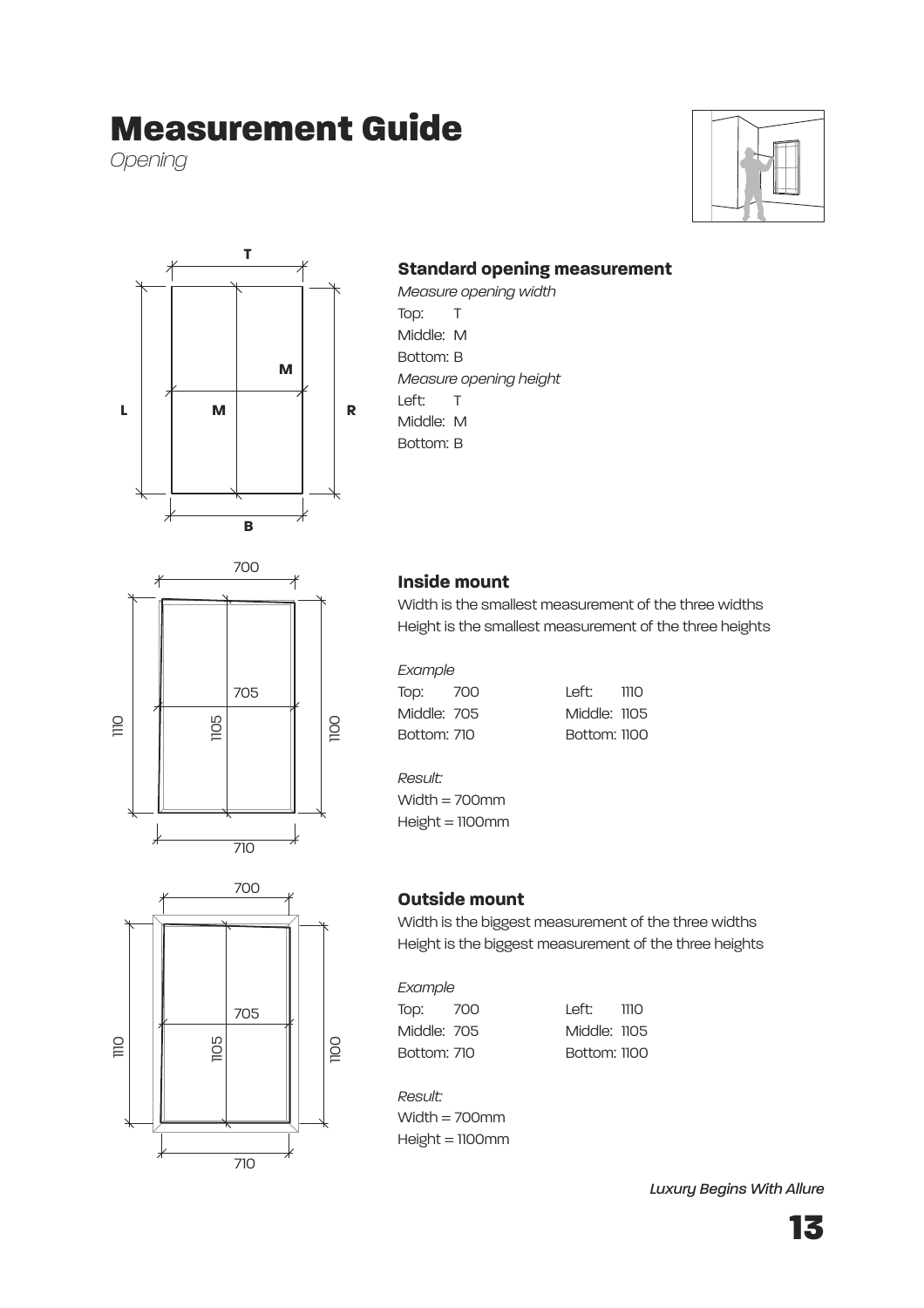# Measurement Guide

*Opening*

### Standard opening measurement

*Measure opening width*

Top: T
Middle: M
Bottom: B

*Measure opening height*

Left: T
Middle: M
Bottom: B

### Inside mount

Width is the smallest measurement of the three widths
Height is the smallest measurement of the three heights

*Example*

| | | | |
|---|---|---|---|
| Top: | 700 | Left: | 1110 |
| Middle: | 705 | Middle: | 1105 |
| Bottom: | 710 | Bottom: | 1100 |

*Result:*

Width = 700mm
Height = 1100mm

### Outside mount

Width is the biggest measurement of the three widths
Height is the biggest measurement of the three heights

*Example*

| | | | |
|---|---|---|---|
| Top: | 700 | Left: | 1110 |
| Middle: | 705 | Middle: | 1105 |
| Bottom: | 710 | Bottom: | 1100 |

*Result:*

Width = 700mm
Height = 1100mm

*Luxury Begins With Allure*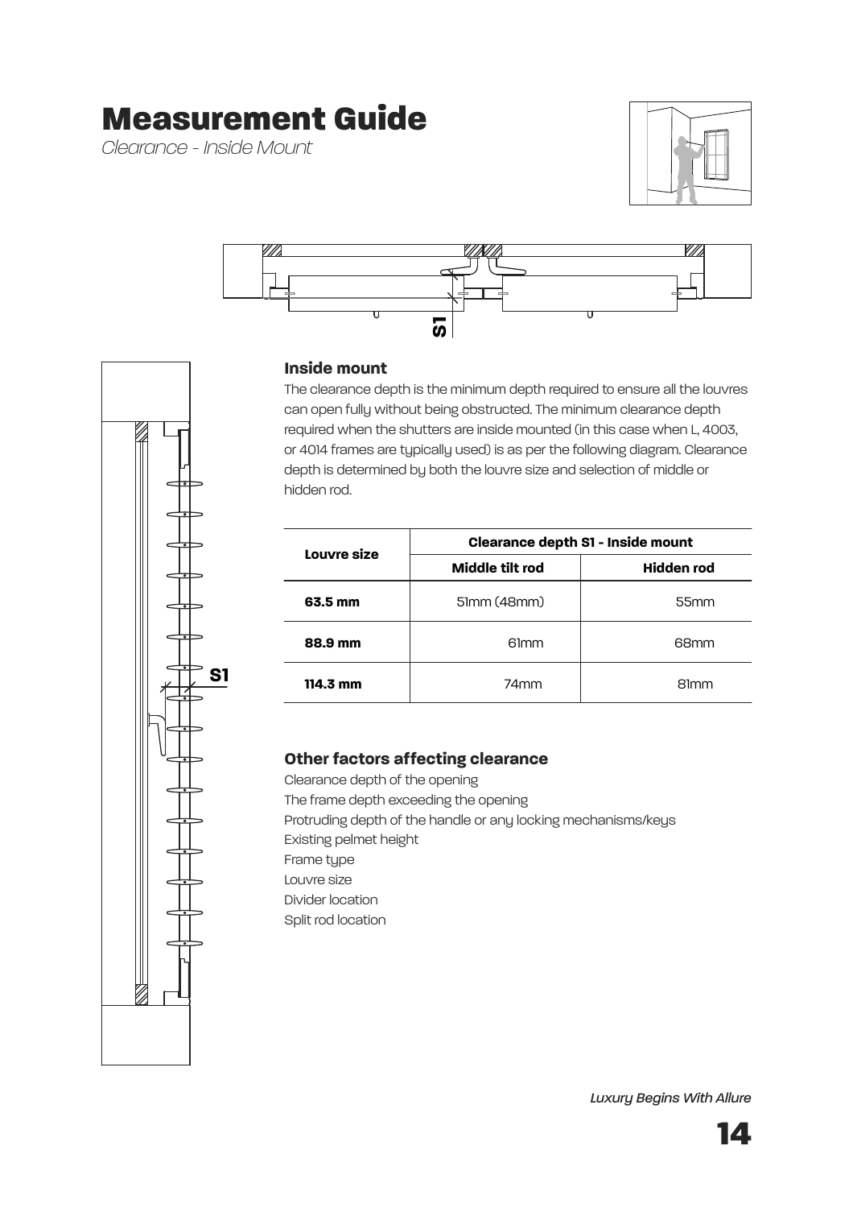# Measurement Guide

*Clearance - Inside Mount*

### Inside mount

The clearance depth is the minimum depth required to ensure all the louvres can open fully without being obstructed. The minimum clearance depth required when the shutters are inside mounted (in this case when L, 4003, or 4014 frames are typically used) is as per the following diagram. Clearance depth is determined by both the louvre size and selection of middle or hidden rod.

| Louvre size | Clearance depth S1 - Inside mount | |
|---|---|---|
| | Middle tilt rod | Hidden rod |
| **63.5 mm** | 51mm (48mm) | 55mm |
| **88.9 mm** | 61mm | 68mm |
| **114.3 mm** | 74mm | 81mm |

### Other factors affecting clearance

Clearance depth of the opening
The frame depth exceeding the opening
Protruding depth of the handle or any locking mechanisms/keys
Existing pelmet height
Frame type
Louvre size
Divider location
Split rod location

*Luxury Begins With Allure*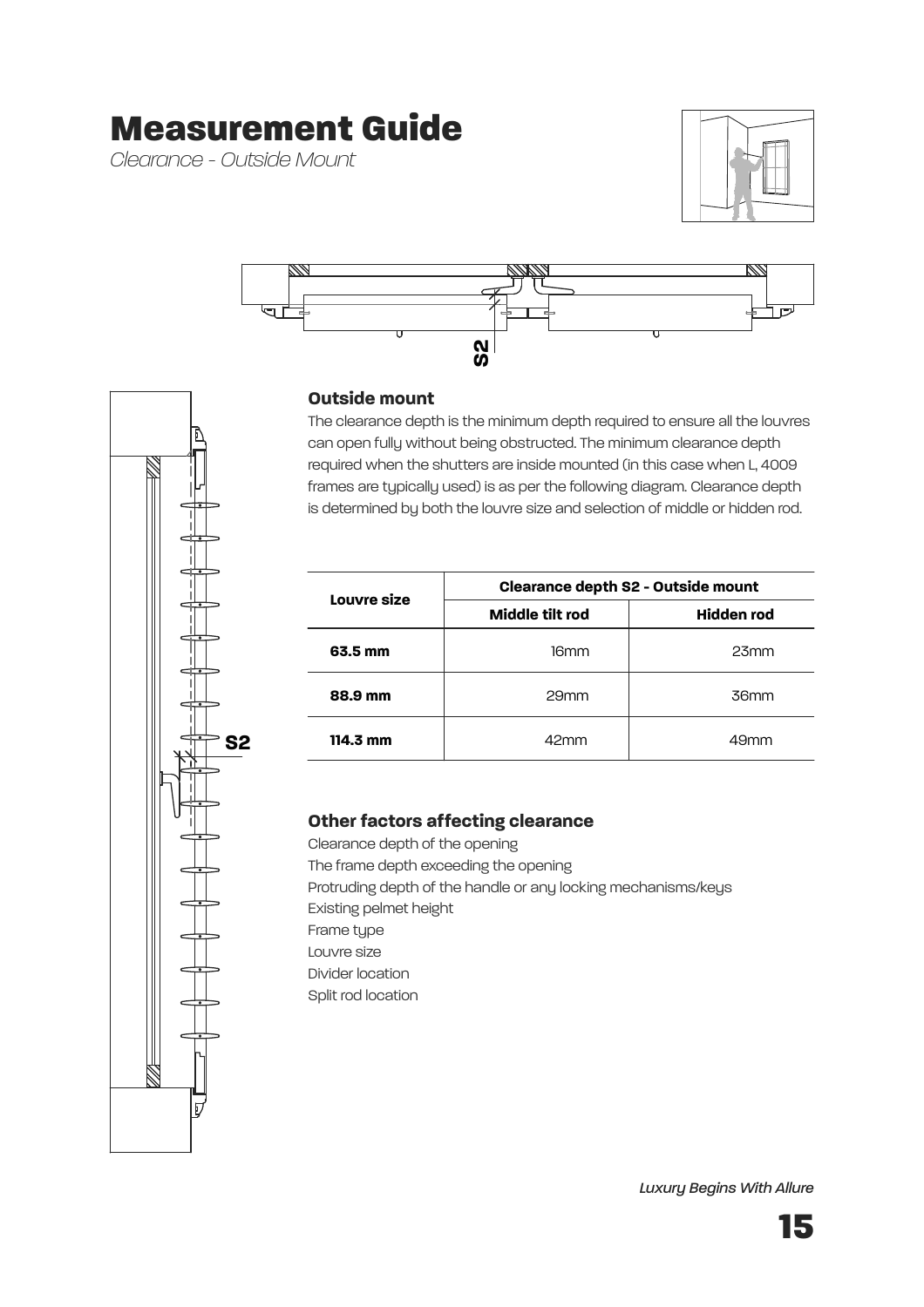# Measurement Guide

*Clearance - Outside Mount*

S2

S2

### Outside mount

The clearance depth is the minimum depth required to ensure all the louvres can open fully without being obstructed. The minimum clearance depth required when the shutters are inside mounted (in this case when L, 4009 frames are typically used) is as per the following diagram. Clearance depth is determined by both the louvre size and selection of middle or hidden rod.

| Louvre size | Clearance depth S2 - Outside mount | |
|---|---|---|
| | **Middle tilt rod** | **Hidden rod** |
| **63.5 mm** | 16mm | 23mm |
| **88.9 mm** | 29mm | 36mm |
| **114.3 mm** | 42mm | 49mm |

### Other factors affecting clearance

Clearance depth of the opening
The frame depth exceeding the opening
Protruding depth of the handle or any locking mechanisms/keys
Existing pelmet height
Frame type
Louvre size
Divider location
Split rod location

*Luxury Begins With Allure*